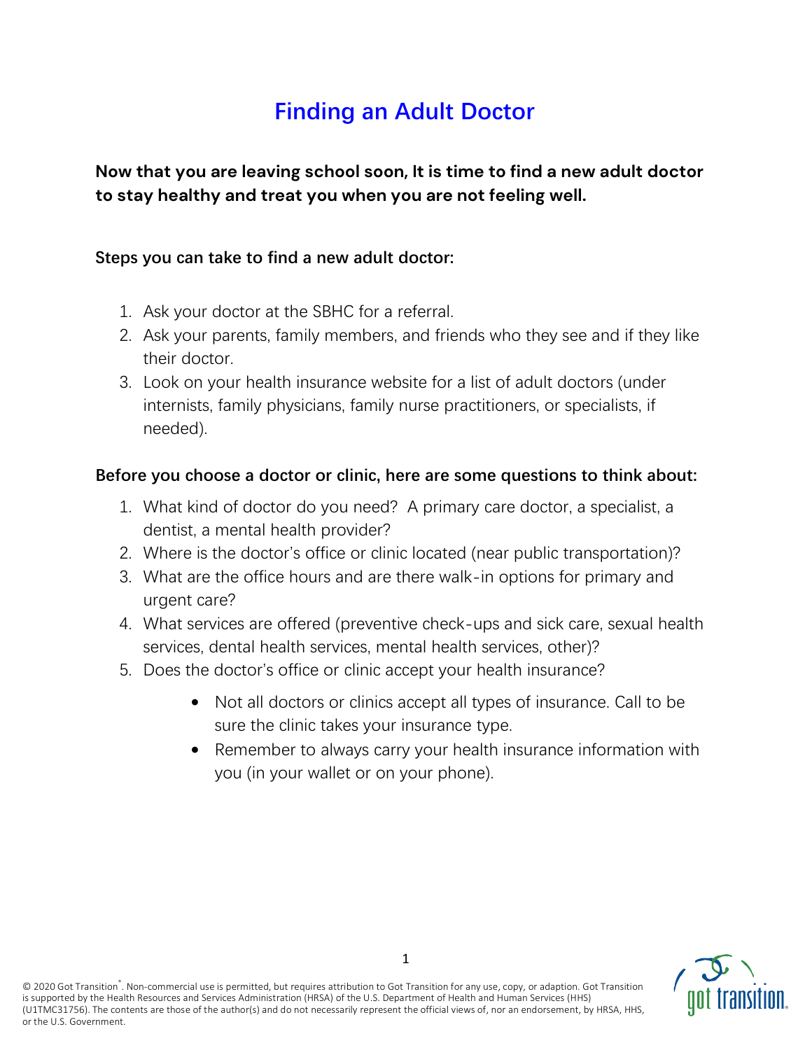# Finding an Adult Doctor

**Now that you are leaving school soon, It is time to find a new adult doctor to stay healthy and treat you when you are not feeling well.**

**Steps you can take to find a new adult doctor:**

1. Ask your doctor at the SBHC for a referral.
2. Ask your parents, family members, and friends who they see and if they like their doctor.
3. Look on your health insurance website for a list of adult doctors (under internists, family physicians, family nurse practitioners, or specialists, if needed).

**Before you choose a doctor or clinic, here are some questions to think about:**

1. What kind of doctor do you need? A primary care doctor, a specialist, a dentist, a mental health provider?
2. Where is the doctor's office or clinic located (near public transportation)?
3. What are the office hours and are there walk-in options for primary and urgent care?
4. What services are offered (preventive check-ups and sick care, sexual health services, dental health services, mental health services, other)?
5. Does the doctor's office or clinic accept your health insurance?
    - Not all doctors or clinics accept all types of insurance. Call to be sure the clinic takes your insurance type.
    - Remember to always carry your health insurance information with you (in your wallet or on your phone).

© 2020 Got Transition®. Non-commercial use is permitted, but requires attribution to Got Transition for any use, copy, or adaption. Got Transition is supported by the Health Resources and Services Administration (HRSA) of the U.S. Department of Health and Human Services (HHS) (U1TMC31756). The contents are those of the author(s) and do not necessarily represent the official views of, nor an endorsement, by HRSA, HHS, or the U.S. Government.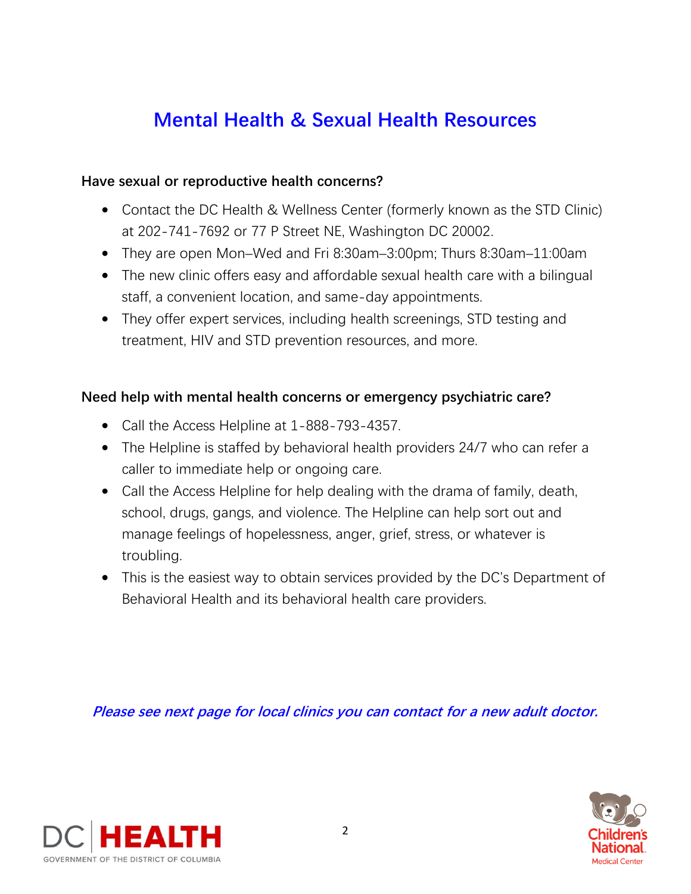# Mental Health & Sexual Health Resources

**Have sexual or reproductive health concerns?**

- Contact the DC Health & Wellness Center (formerly known as the STD Clinic) at 202-741-7692 or 77 P Street NE, Washington DC 20002.
- They are open Mon–Wed and Fri 8:30am–3:00pm; Thurs 8:30am–11:00am
- The new clinic offers easy and affordable sexual health care with a bilingual staff, a convenient location, and same-day appointments.
- They offer expert services, including health screenings, STD testing and treatment, HIV and STD prevention resources, and more.

**Need help with mental health concerns or emergency psychiatric care?**

- Call the Access Helpline at 1-888-793-4357.
- The Helpline is staffed by behavioral health providers 24/7 who can refer a caller to immediate help or ongoing care.
- Call the Access Helpline for help dealing with the drama of family, death, school, drugs, gangs, and violence. The Helpline can help sort out and manage feelings of hopelessness, anger, grief, stress, or whatever is troubling.
- This is the easiest way to obtain services provided by the DC's Department of Behavioral Health and its behavioral health care providers.

***Please see next page for local clinics you can contact for a new adult doctor.***

DC HEALTH
GOVERNMENT OF THE DISTRICT OF COLUMBIA

Children's National Medical Center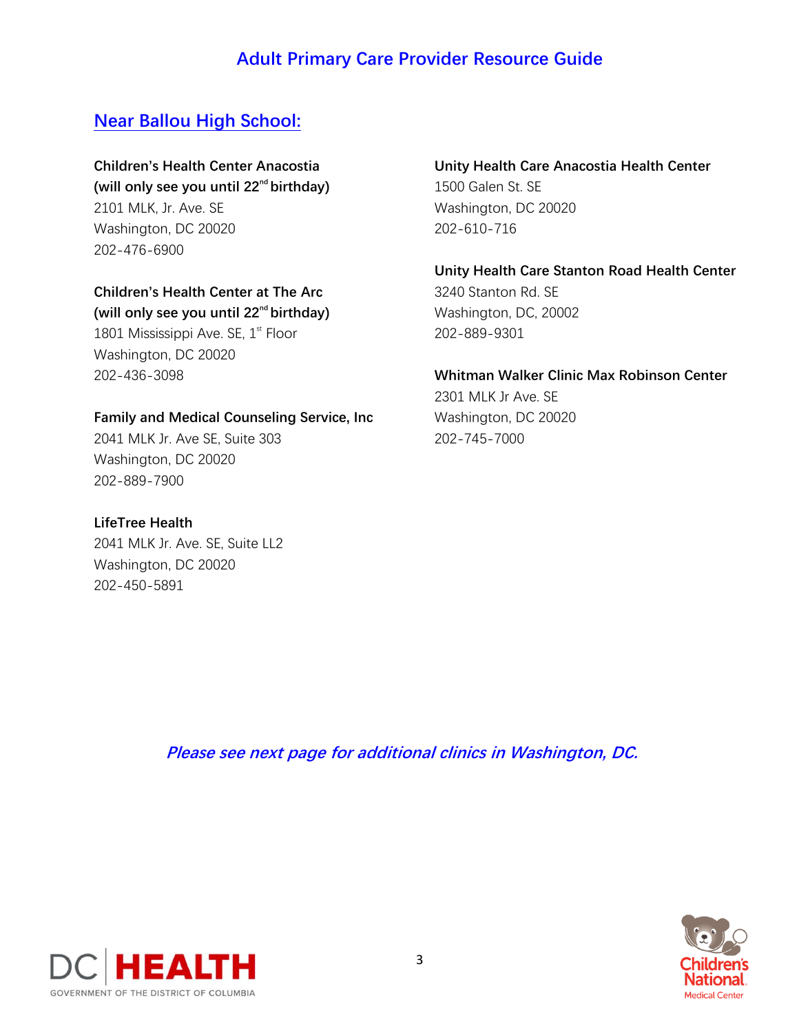# Adult Primary Care Provider Resource Guide

## Near Ballou High School:

**Children's Health Center Anacostia**
**(will only see you until 22nd birthday)**
2101 MLK, Jr. Ave. SE
Washington, DC 20020
202-476-6900

**Children's Health Center at The Arc**
**(will only see you until 22nd birthday)**
1801 Mississippi Ave. SE, 1st Floor
Washington, DC 20020
202-436-3098

**Family and Medical Counseling Service, Inc**
2041 MLK Jr. Ave SE, Suite 303
Washington, DC 20020
202-889-7900

**LifeTree Health**
2041 MLK Jr. Ave. SE, Suite LL2
Washington, DC 20020
202-450-5891

**Unity Health Care Anacostia Health Center**
1500 Galen St. SE
Washington, DC 20020
202-610-716

**Unity Health Care Stanton Road Health Center**
3240 Stanton Rd. SE
Washington, DC, 20002
202-889-9301

**Whitman Walker Clinic Max Robinson Center**
2301 MLK Jr Ave. SE
Washington, DC 20020
202-745-7000

***Please see next page for additional clinics in Washington, DC.***

DC HEALTH
GOVERNMENT OF THE DISTRICT OF COLUMBIA

Children's National Medical Center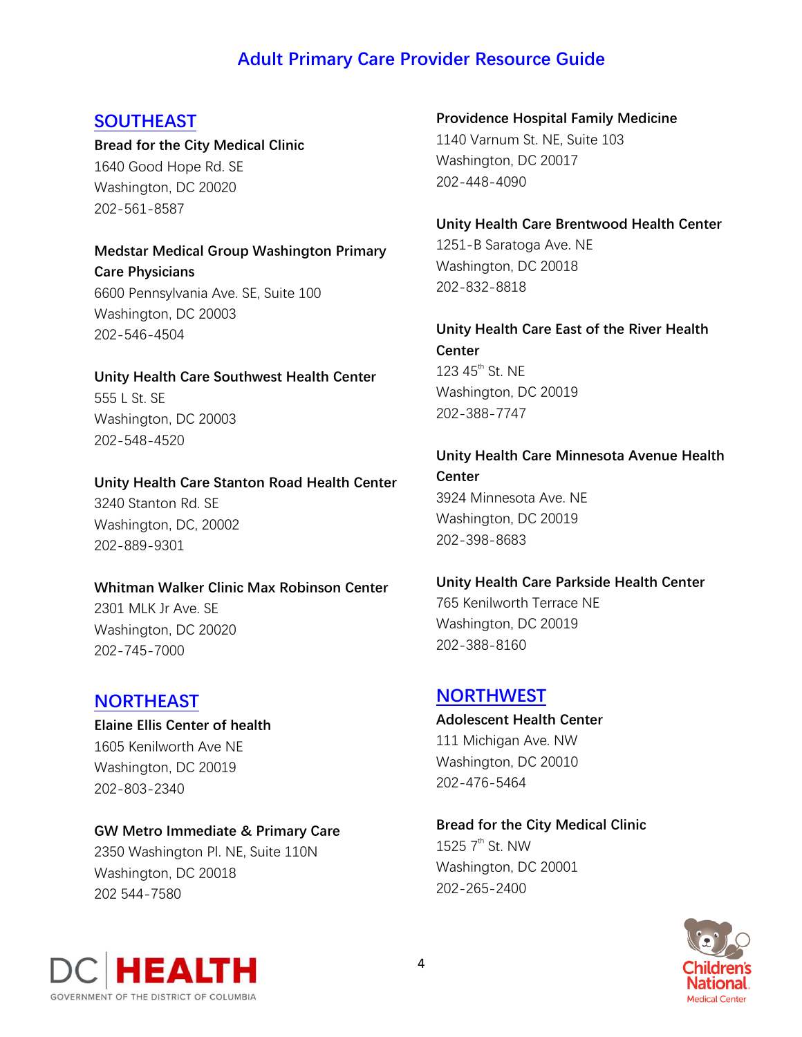# Adult Primary Care Provider Resource Guide

## SOUTHEAST

**Bread for the City Medical Clinic**
1640 Good Hope Rd. SE
Washington, DC 20020
202-561-8587

**Medstar Medical Group Washington Primary Care Physicians**
6600 Pennsylvania Ave. SE, Suite 100
Washington, DC 20003
202-546-4504

**Unity Health Care Southwest Health Center**
555 L St. SE
Washington, DC 20003
202-548-4520

**Unity Health Care Stanton Road Health Center**
3240 Stanton Rd. SE
Washington, DC, 20002
202-889-9301

**Whitman Walker Clinic Max Robinson Center**
2301 MLK Jr Ave. SE
Washington, DC 20020
202-745-7000

## NORTHEAST

**Elaine Ellis Center of health**
1605 Kenilworth Ave NE
Washington, DC 20019
202-803-2340

**GW Metro Immediate & Primary Care**
2350 Washington Pl. NE, Suite 110N
Washington, DC 20018
202 544-7580

**Providence Hospital Family Medicine**
1140 Varnum St. NE, Suite 103
Washington, DC 20017
202-448-4090

**Unity Health Care Brentwood Health Center**
1251-B Saratoga Ave. NE
Washington, DC 20018
202-832-8818

**Unity Health Care East of the River Health Center**
123 45th St. NE
Washington, DC 20019
202-388-7747

**Unity Health Care Minnesota Avenue Health Center**
3924 Minnesota Ave. NE
Washington, DC 20019
202-398-8683

**Unity Health Care Parkside Health Center**
765 Kenilworth Terrace NE
Washington, DC 20019
202-388-8160

## NORTHWEST

**Adolescent Health Center**
111 Michigan Ave. NW
Washington, DC 20010
202-476-5464

**Bread for the City Medical Clinic**
1525 7th St. NW
Washington, DC 20001
202-265-2400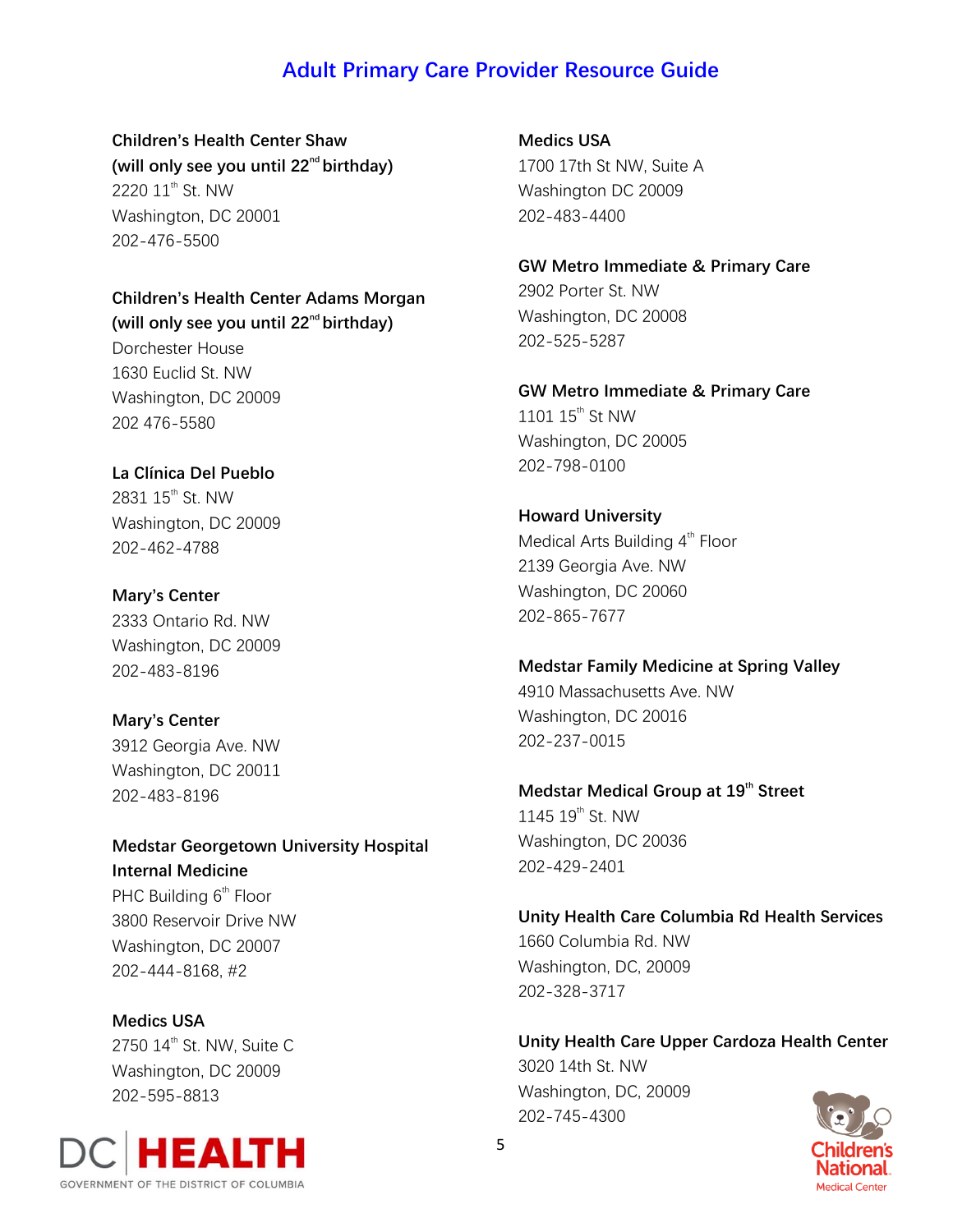# Adult Primary Care Provider Resource Guide

**Children's Health Center Shaw**
**(will only see you until 22nd birthday)**
2220 11th St. NW
Washington, DC 20001
202-476-5500

**Children's Health Center Adams Morgan**
**(will only see you until 22nd birthday)**
Dorchester House
1630 Euclid St. NW
Washington, DC 20009
202 476-5580

**La Clínica Del Pueblo**
2831 15th St. NW
Washington, DC 20009
202-462-4788

**Mary's Center**
2333 Ontario Rd. NW
Washington, DC 20009
202-483-8196

**Mary's Center**
3912 Georgia Ave. NW
Washington, DC 20011
202-483-8196

**Medstar Georgetown University Hospital Internal Medicine**
PHC Building 6th Floor
3800 Reservoir Drive NW
Washington, DC 20007
202-444-8168, #2

**Medics USA**
2750 14th St. NW, Suite C
Washington, DC 20009
202-595-8813

**Medics USA**
1700 17th St NW, Suite A
Washington DC 20009
202-483-4400

**GW Metro Immediate & Primary Care**
2902 Porter St. NW
Washington, DC 20008
202-525-5287

**GW Metro Immediate & Primary Care**
1101 15th St NW
Washington, DC 20005
202-798-0100

**Howard University**
Medical Arts Building 4th Floor
2139 Georgia Ave. NW
Washington, DC 20060
202-865-7677

**Medstar Family Medicine at Spring Valley**
4910 Massachusetts Ave. NW
Washington, DC 20016
202-237-0015

**Medstar Medical Group at 19th Street**
1145 19th St. NW
Washington, DC 20036
202-429-2401

**Unity Health Care Columbia Rd Health Services**
1660 Columbia Rd. NW
Washington, DC, 20009
202-328-3717

**Unity Health Care Upper Cardoza Health Center**
3020 14th St. NW
Washington, DC, 20009
202-745-4300

DC HEALTH
GOVERNMENT OF THE DISTRICT OF COLUMBIA

Children's National Medical Center